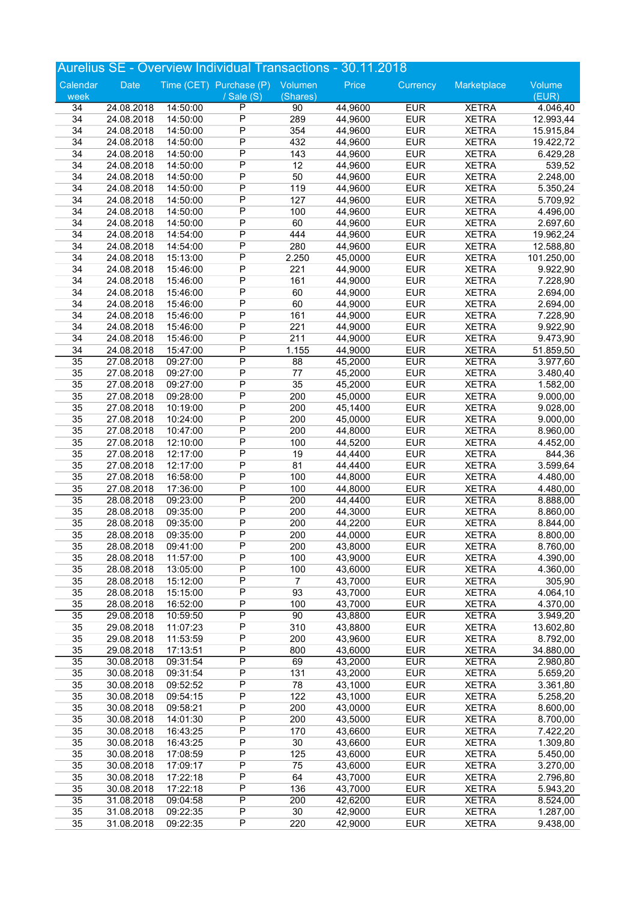# Aurelius SE - Overview Individual Transactions - 30.11.2018

| Calendar week | Date | Time (CET) | Purchase (P) / Sale (S) | Volumen (Shares) | Price | Currency | Marketplace | Volume (EUR) |
|---|---|---|---|---|---|---|---|---|
| 34 | 24.08.2018 | 14:50:00 | P | 90 | 44,9600 | EUR | XETRA | 4.046,40 |
| 34 | 24.08.2018 | 14:50:00 | P | 289 | 44,9600 | EUR | XETRA | 12.993,44 |
| 34 | 24.08.2018 | 14:50:00 | P | 354 | 44,9600 | EUR | XETRA | 15.915,84 |
| 34 | 24.08.2018 | 14:50:00 | P | 432 | 44,9600 | EUR | XETRA | 19.422,72 |
| 34 | 24.08.2018 | 14:50:00 | P | 143 | 44,9600 | EUR | XETRA | 6.429,28 |
| 34 | 24.08.2018 | 14:50:00 | P | 12 | 44,9600 | EUR | XETRA | 539,52 |
| 34 | 24.08.2018 | 14:50:00 | P | 50 | 44,9600 | EUR | XETRA | 2.248,00 |
| 34 | 24.08.2018 | 14:50:00 | P | 119 | 44,9600 | EUR | XETRA | 5.350,24 |
| 34 | 24.08.2018 | 14:50:00 | P | 127 | 44,9600 | EUR | XETRA | 5.709,92 |
| 34 | 24.08.2018 | 14:50:00 | P | 100 | 44,9600 | EUR | XETRA | 4.496,00 |
| 34 | 24.08.2018 | 14:50:00 | P | 60 | 44,9600 | EUR | XETRA | 2.697,60 |
| 34 | 24.08.2018 | 14:54:00 | P | 444 | 44,9600 | EUR | XETRA | 19.962,24 |
| 34 | 24.08.2018 | 14:54:00 | P | 280 | 44,9600 | EUR | XETRA | 12.588,80 |
| 34 | 24.08.2018 | 15:13:00 | P | 2.250 | 45,0000 | EUR | XETRA | 101.250,00 |
| 34 | 24.08.2018 | 15:46:00 | P | 221 | 44,9000 | EUR | XETRA | 9.922,90 |
| 34 | 24.08.2018 | 15:46:00 | P | 161 | 44,9000 | EUR | XETRA | 7.228,90 |
| 34 | 24.08.2018 | 15:46:00 | P | 60 | 44,9000 | EUR | XETRA | 2.694,00 |
| 34 | 24.08.2018 | 15:46:00 | P | 60 | 44,9000 | EUR | XETRA | 2.694,00 |
| 34 | 24.08.2018 | 15:46:00 | P | 161 | 44,9000 | EUR | XETRA | 7.228,90 |
| 34 | 24.08.2018 | 15:46:00 | P | 221 | 44,9000 | EUR | XETRA | 9.922,90 |
| 34 | 24.08.2018 | 15:46:00 | P | 211 | 44,9000 | EUR | XETRA | 9.473,90 |
| 34 | 24.08.2018 | 15:47:00 | P | 1.155 | 44,9000 | EUR | XETRA | 51.859,50 |
| 35 | 27.08.2018 | 09:27:00 | P | 88 | 45,2000 | EUR | XETRA | 3.977,60 |
| 35 | 27.08.2018 | 09:27:00 | P | 77 | 45,2000 | EUR | XETRA | 3.480,40 |
| 35 | 27.08.2018 | 09:27:00 | P | 35 | 45,2000 | EUR | XETRA | 1.582,00 |
| 35 | 27.08.2018 | 09:28:00 | P | 200 | 45,0000 | EUR | XETRA | 9.000,00 |
| 35 | 27.08.2018 | 10:19:00 | P | 200 | 45,1400 | EUR | XETRA | 9.028,00 |
| 35 | 27.08.2018 | 10:24:00 | P | 200 | 45,0000 | EUR | XETRA | 9.000,00 |
| 35 | 27.08.2018 | 10:47:00 | P | 200 | 44,8000 | EUR | XETRA | 8.960,00 |
| 35 | 27.08.2018 | 12:10:00 | P | 100 | 44,5200 | EUR | XETRA | 4.452,00 |
| 35 | 27.08.2018 | 12:17:00 | P | 19 | 44,4400 | EUR | XETRA | 844,36 |
| 35 | 27.08.2018 | 12:17:00 | P | 81 | 44,4400 | EUR | XETRA | 3.599,64 |
| 35 | 27.08.2018 | 16:58:00 | P | 100 | 44,8000 | EUR | XETRA | 4.480,00 |
| 35 | 27.08.2018 | 17:36:00 | P | 100 | 44,8000 | EUR | XETRA | 4.480,00 |
| 35 | 28.08.2018 | 09:23:00 | P | 200 | 44,4400 | EUR | XETRA | 8.888,00 |
| 35 | 28.08.2018 | 09:35:00 | P | 200 | 44,3000 | EUR | XETRA | 8.860,00 |
| 35 | 28.08.2018 | 09:35:00 | P | 200 | 44,2200 | EUR | XETRA | 8.844,00 |
| 35 | 28.08.2018 | 09:35:00 | P | 200 | 44,0000 | EUR | XETRA | 8.800,00 |
| 35 | 28.08.2018 | 09:41:00 | P | 200 | 43,8000 | EUR | XETRA | 8.760,00 |
| 35 | 28.08.2018 | 11:57:00 | P | 100 | 43,9000 | EUR | XETRA | 4.390,00 |
| 35 | 28.08.2018 | 13:05:00 | P | 100 | 43,6000 | EUR | XETRA | 4.360,00 |
| 35 | 28.08.2018 | 15:12:00 | P | 7 | 43,7000 | EUR | XETRA | 305,90 |
| 35 | 28.08.2018 | 15:15:00 | P | 93 | 43,7000 | EUR | XETRA | 4.064,10 |
| 35 | 28.08.2018 | 16:52:00 | P | 100 | 43,7000 | EUR | XETRA | 4.370,00 |
| 35 | 29.08.2018 | 10:59:50 | P | 90 | 43,8800 | EUR | XETRA | 3.949,20 |
| 35 | 29.08.2018 | 11:07:23 | P | 310 | 43,8800 | EUR | XETRA | 13.602,80 |
| 35 | 29.08.2018 | 11:53:59 | P | 200 | 43,9600 | EUR | XETRA | 8.792,00 |
| 35 | 29.08.2018 | 17:13:51 | P | 800 | 43,6000 | EUR | XETRA | 34.880,00 |
| 35 | 30.08.2018 | 09:31:54 | P | 69 | 43,2000 | EUR | XETRA | 2.980,80 |
| 35 | 30.08.2018 | 09:31:54 | P | 131 | 43,2000 | EUR | XETRA | 5.659,20 |
| 35 | 30.08.2018 | 09:52:52 | P | 78 | 43,1000 | EUR | XETRA | 3.361,80 |
| 35 | 30.08.2018 | 09:54:15 | P | 122 | 43,1000 | EUR | XETRA | 5.258,20 |
| 35 | 30.08.2018 | 09:58:21 | P | 200 | 43,0000 | EUR | XETRA | 8.600,00 |
| 35 | 30.08.2018 | 14:01:30 | P | 200 | 43,5000 | EUR | XETRA | 8.700,00 |
| 35 | 30.08.2018 | 16:43:25 | P | 170 | 43,6600 | EUR | XETRA | 7.422,20 |
| 35 | 30.08.2018 | 16:43:25 | P | 30 | 43,6600 | EUR | XETRA | 1.309,80 |
| 35 | 30.08.2018 | 17:08:59 | P | 125 | 43,6000 | EUR | XETRA | 5.450,00 |
| 35 | 30.08.2018 | 17:09:17 | P | 75 | 43,6000 | EUR | XETRA | 3.270,00 |
| 35 | 30.08.2018 | 17:22:18 | P | 64 | 43,7000 | EUR | XETRA | 2.796,80 |
| 35 | 30.08.2018 | 17:22:18 | P | 136 | 43,7000 | EUR | XETRA | 5.943,20 |
| 35 | 31.08.2018 | 09:04:58 | P | 200 | 42,6200 | EUR | XETRA | 8.524,00 |
| 35 | 31.08.2018 | 09:22:35 | P | 30 | 42,9000 | EUR | XETRA | 1.287,00 |
| 35 | 31.08.2018 | 09:22:35 | P | 220 | 42,9000 | EUR | XETRA | 9.438,00 |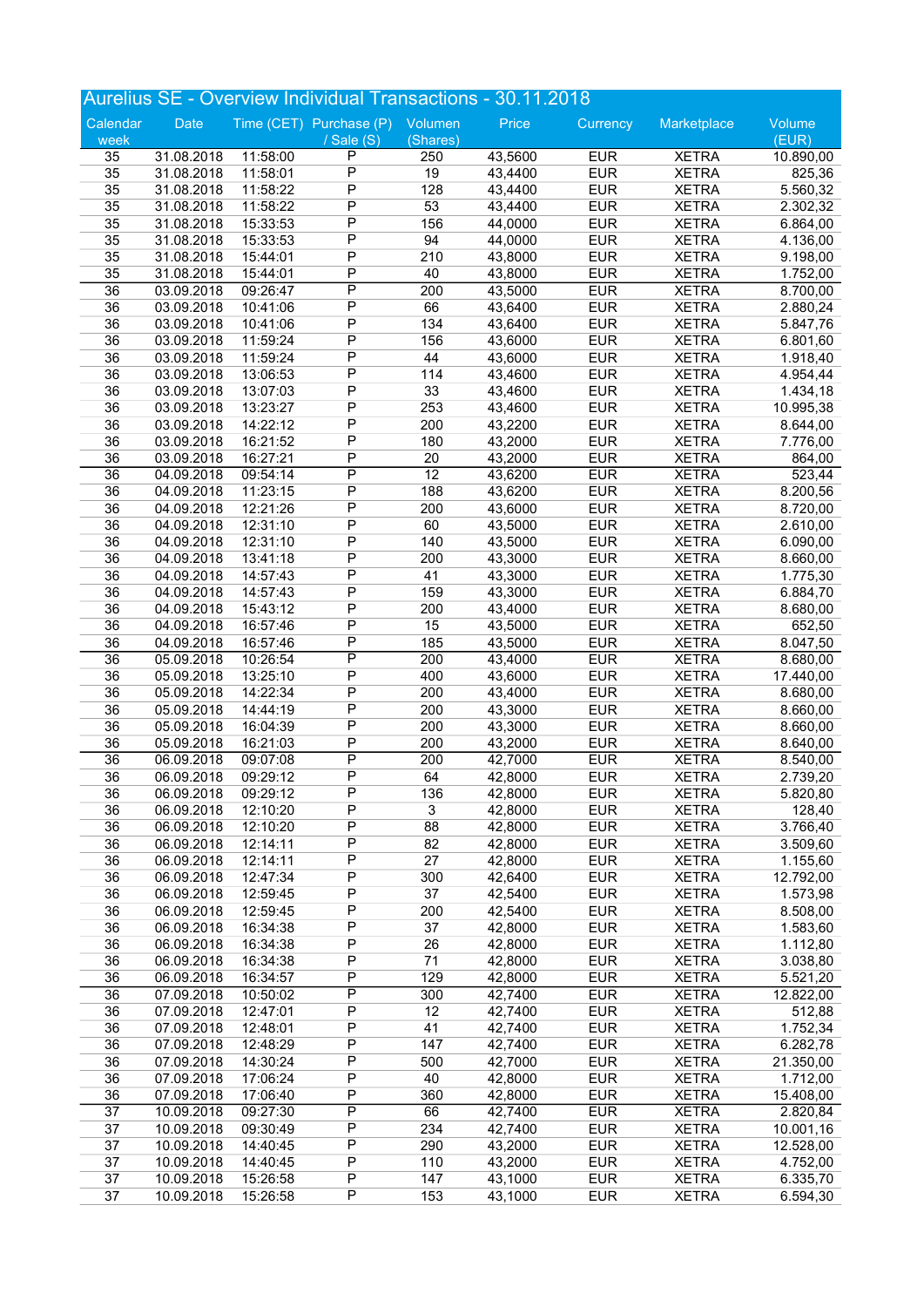# Aurelius SE - Overview Individual Transactions - 30.11.2018

| Calendar week | Date | Time (CET) | Purchase (P) / Sale (S) | Volumen (Shares) | Price | Currency | Marketplace | Volume (EUR) |
|---|---|---|---|---|---|---|---|---|
| 35 | 31.08.2018 | 11:58:00 | P | 250 | 43,5600 | EUR | XETRA | 10.890,00 |
| 35 | 31.08.2018 | 11:58:01 | P | 19 | 43,4400 | EUR | XETRA | 825,36 |
| 35 | 31.08.2018 | 11:58:22 | P | 128 | 43,4400 | EUR | XETRA | 5.560,32 |
| 35 | 31.08.2018 | 11:58:22 | P | 53 | 43,4400 | EUR | XETRA | 2.302,32 |
| 35 | 31.08.2018 | 15:33:53 | P | 156 | 44,0000 | EUR | XETRA | 6.864,00 |
| 35 | 31.08.2018 | 15:33:53 | P | 94 | 44,0000 | EUR | XETRA | 4.136,00 |
| 35 | 31.08.2018 | 15:44:01 | P | 210 | 43,8000 | EUR | XETRA | 9.198,00 |
| 35 | 31.08.2018 | 15:44:01 | P | 40 | 43,8000 | EUR | XETRA | 1.752,00 |
| 36 | 03.09.2018 | 09:26:47 | P | 200 | 43,5000 | EUR | XETRA | 8.700,00 |
| 36 | 03.09.2018 | 10:41:06 | P | 66 | 43,6400 | EUR | XETRA | 2.880,24 |
| 36 | 03.09.2018 | 10:41:06 | P | 134 | 43,6400 | EUR | XETRA | 5.847,76 |
| 36 | 03.09.2018 | 11:59:24 | P | 156 | 43,6000 | EUR | XETRA | 6.801,60 |
| 36 | 03.09.2018 | 11:59:24 | P | 44 | 43,6000 | EUR | XETRA | 1.918,40 |
| 36 | 03.09.2018 | 13:06:53 | P | 114 | 43,4600 | EUR | XETRA | 4.954,44 |
| 36 | 03.09.2018 | 13:07:03 | P | 33 | 43,4600 | EUR | XETRA | 1.434,18 |
| 36 | 03.09.2018 | 13:23:27 | P | 253 | 43,4600 | EUR | XETRA | 10.995,38 |
| 36 | 03.09.2018 | 14:22:12 | P | 200 | 43,2200 | EUR | XETRA | 8.644,00 |
| 36 | 03.09.2018 | 16:21:52 | P | 180 | 43,2000 | EUR | XETRA | 7.776,00 |
| 36 | 03.09.2018 | 16:27:21 | P | 20 | 43,2000 | EUR | XETRA | 864,00 |
| 36 | 04.09.2018 | 09:54:14 | P | 12 | 43,6200 | EUR | XETRA | 523,44 |
| 36 | 04.09.2018 | 11:23:15 | P | 188 | 43,6200 | EUR | XETRA | 8.200,56 |
| 36 | 04.09.2018 | 12:21:26 | P | 200 | 43,6000 | EUR | XETRA | 8.720,00 |
| 36 | 04.09.2018 | 12:31:10 | P | 60 | 43,5000 | EUR | XETRA | 2.610,00 |
| 36 | 04.09.2018 | 12:31:10 | P | 140 | 43,5000 | EUR | XETRA | 6.090,00 |
| 36 | 04.09.2018 | 13:41:18 | P | 200 | 43,3000 | EUR | XETRA | 8.660,00 |
| 36 | 04.09.2018 | 14:57:43 | P | 41 | 43,3000 | EUR | XETRA | 1.775,30 |
| 36 | 04.09.2018 | 14:57:43 | P | 159 | 43,3000 | EUR | XETRA | 6.884,70 |
| 36 | 04.09.2018 | 15:43:12 | P | 200 | 43,4000 | EUR | XETRA | 8.680,00 |
| 36 | 04.09.2018 | 16:57:46 | P | 15 | 43,5000 | EUR | XETRA | 652,50 |
| 36 | 04.09.2018 | 16:57:46 | P | 185 | 43,5000 | EUR | XETRA | 8.047,50 |
| 36 | 05.09.2018 | 10:26:54 | P | 200 | 43,4000 | EUR | XETRA | 8.680,00 |
| 36 | 05.09.2018 | 13:25:10 | P | 400 | 43,6000 | EUR | XETRA | 17.440,00 |
| 36 | 05.09.2018 | 14:22:34 | P | 200 | 43,4000 | EUR | XETRA | 8.680,00 |
| 36 | 05.09.2018 | 14:44:19 | P | 200 | 43,3000 | EUR | XETRA | 8.660,00 |
| 36 | 05.09.2018 | 16:04:39 | P | 200 | 43,3000 | EUR | XETRA | 8.660,00 |
| 36 | 05.09.2018 | 16:21:03 | P | 200 | 43,2000 | EUR | XETRA | 8.640,00 |
| 36 | 06.09.2018 | 09:07:08 | P | 200 | 42,7000 | EUR | XETRA | 8.540,00 |
| 36 | 06.09.2018 | 09:29:12 | P | 64 | 42,8000 | EUR | XETRA | 2.739,20 |
| 36 | 06.09.2018 | 09:29:12 | P | 136 | 42,8000 | EUR | XETRA | 5.820,80 |
| 36 | 06.09.2018 | 12:10:20 | P | 3 | 42,8000 | EUR | XETRA | 128,40 |
| 36 | 06.09.2018 | 12:10:20 | P | 88 | 42,8000 | EUR | XETRA | 3.766,40 |
| 36 | 06.09.2018 | 12:14:11 | P | 82 | 42,8000 | EUR | XETRA | 3.509,60 |
| 36 | 06.09.2018 | 12:14:11 | P | 27 | 42,8000 | EUR | XETRA | 1.155,60 |
| 36 | 06.09.2018 | 12:47:34 | P | 300 | 42,6400 | EUR | XETRA | 12.792,00 |
| 36 | 06.09.2018 | 12:59:45 | P | 37 | 42,5400 | EUR | XETRA | 1.573,98 |
| 36 | 06.09.2018 | 12:59:45 | P | 200 | 42,5400 | EUR | XETRA | 8.508,00 |
| 36 | 06.09.2018 | 16:34:38 | P | 37 | 42,8000 | EUR | XETRA | 1.583,60 |
| 36 | 06.09.2018 | 16:34:38 | P | 26 | 42,8000 | EUR | XETRA | 1.112,80 |
| 36 | 06.09.2018 | 16:34:38 | P | 71 | 42,8000 | EUR | XETRA | 3.038,80 |
| 36 | 06.09.2018 | 16:34:57 | P | 129 | 42,8000 | EUR | XETRA | 5.521,20 |
| 36 | 07.09.2018 | 10:50:02 | P | 300 | 42,7400 | EUR | XETRA | 12.822,00 |
| 36 | 07.09.2018 | 12:47:01 | P | 12 | 42,7400 | EUR | XETRA | 512,88 |
| 36 | 07.09.2018 | 12:48:01 | P | 41 | 42,7400 | EUR | XETRA | 1.752,34 |
| 36 | 07.09.2018 | 12:48:29 | P | 147 | 42,7400 | EUR | XETRA | 6.282,78 |
| 36 | 07.09.2018 | 14:30:24 | P | 500 | 42,7000 | EUR | XETRA | 21.350,00 |
| 36 | 07.09.2018 | 17:06:24 | P | 40 | 42,8000 | EUR | XETRA | 1.712,00 |
| 36 | 07.09.2018 | 17:06:40 | P | 360 | 42,8000 | EUR | XETRA | 15.408,00 |
| 37 | 10.09.2018 | 09:27:30 | P | 66 | 42,7400 | EUR | XETRA | 2.820,84 |
| 37 | 10.09.2018 | 09:30:49 | P | 234 | 42,7400 | EUR | XETRA | 10.001,16 |
| 37 | 10.09.2018 | 14:40:45 | P | 290 | 43,2000 | EUR | XETRA | 12.528,00 |
| 37 | 10.09.2018 | 14:40:45 | P | 110 | 43,2000 | EUR | XETRA | 4.752,00 |
| 37 | 10.09.2018 | 15:26:58 | P | 147 | 43,1000 | EUR | XETRA | 6.335,70 |
| 37 | 10.09.2018 | 15:26:58 | P | 153 | 43,1000 | EUR | XETRA | 6.594,30 |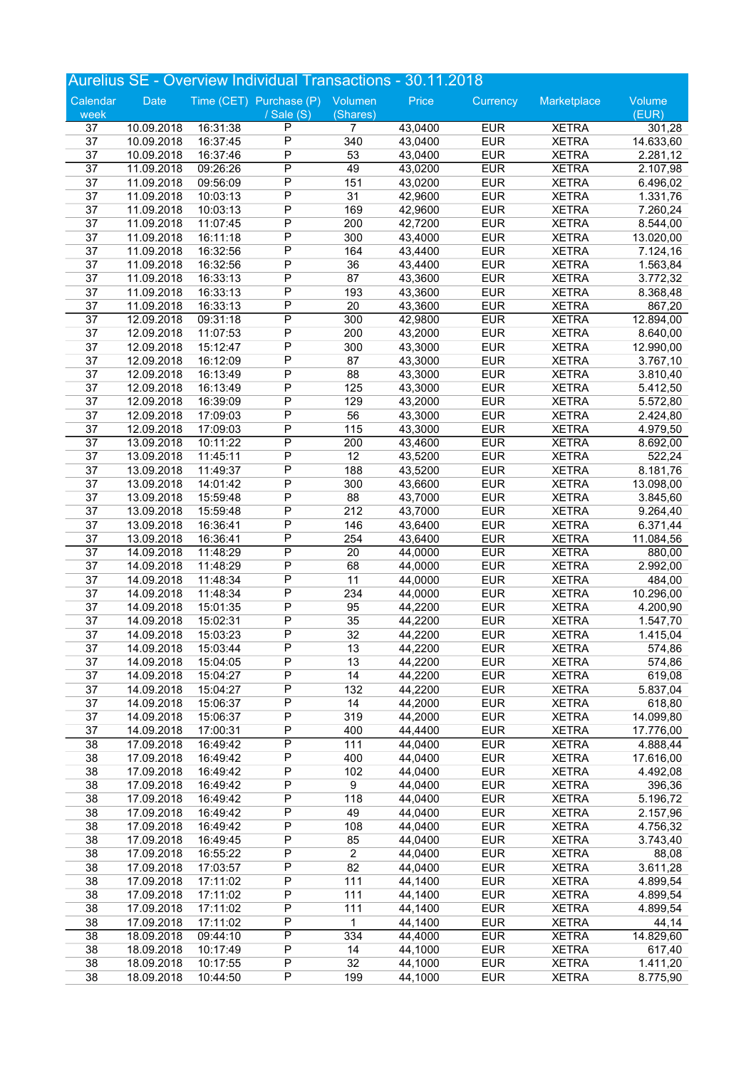# Aurelius SE - Overview Individual Transactions - 30.11.2018

| Calendar week | Date | Time (CET) | Purchase (P) / Sale (S) | Volumen (Shares) | Price | Currency | Marketplace | Volume (EUR) |
|---|---|---|---|---|---|---|---|---|
| 37 | 10.09.2018 | 16:31:38 | P | 7 | 43,0400 | EUR | XETRA | 301,28 |
| 37 | 10.09.2018 | 16:37:45 | P | 340 | 43,0400 | EUR | XETRA | 14.633,60 |
| 37 | 10.09.2018 | 16:37:46 | P | 53 | 43,0400 | EUR | XETRA | 2.281,12 |
| 37 | 11.09.2018 | 09:26:26 | P | 49 | 43,0200 | EUR | XETRA | 2.107,98 |
| 37 | 11.09.2018 | 09:56:09 | P | 151 | 43,0200 | EUR | XETRA | 6.496,02 |
| 37 | 11.09.2018 | 10:03:13 | P | 31 | 42,9600 | EUR | XETRA | 1.331,76 |
| 37 | 11.09.2018 | 10:03:13 | P | 169 | 42,9600 | EUR | XETRA | 7.260,24 |
| 37 | 11.09.2018 | 11:07:45 | P | 200 | 42,7200 | EUR | XETRA | 8.544,00 |
| 37 | 11.09.2018 | 16:11:18 | P | 300 | 43,4000 | EUR | XETRA | 13.020,00 |
| 37 | 11.09.2018 | 16:32:56 | P | 164 | 43,4400 | EUR | XETRA | 7.124,16 |
| 37 | 11.09.2018 | 16:32:56 | P | 36 | 43,4400 | EUR | XETRA | 1.563,84 |
| 37 | 11.09.2018 | 16:33:13 | P | 87 | 43,3600 | EUR | XETRA | 3.772,32 |
| 37 | 11.09.2018 | 16:33:13 | P | 193 | 43,3600 | EUR | XETRA | 8.368,48 |
| 37 | 11.09.2018 | 16:33:13 | P | 20 | 43,3600 | EUR | XETRA | 867,20 |
| 37 | 12.09.2018 | 09:31:18 | P | 300 | 42,9800 | EUR | XETRA | 12.894,00 |
| 37 | 12.09.2018 | 11:07:53 | P | 200 | 43,2000 | EUR | XETRA | 8.640,00 |
| 37 | 12.09.2018 | 15:12:47 | P | 300 | 43,3000 | EUR | XETRA | 12.990,00 |
| 37 | 12.09.2018 | 16:12:09 | P | 87 | 43,3000 | EUR | XETRA | 3.767,10 |
| 37 | 12.09.2018 | 16:13:49 | P | 88 | 43,3000 | EUR | XETRA | 3.810,40 |
| 37 | 12.09.2018 | 16:13:49 | P | 125 | 43,3000 | EUR | XETRA | 5.412,50 |
| 37 | 12.09.2018 | 16:39:09 | P | 129 | 43,2000 | EUR | XETRA | 5.572,80 |
| 37 | 12.09.2018 | 17:09:03 | P | 56 | 43,3000 | EUR | XETRA | 2.424,80 |
| 37 | 12.09.2018 | 17:09:03 | P | 115 | 43,3000 | EUR | XETRA | 4.979,50 |
| 37 | 13.09.2018 | 10:11:22 | P | 200 | 43,4600 | EUR | XETRA | 8.692,00 |
| 37 | 13.09.2018 | 11:45:11 | P | 12 | 43,5200 | EUR | XETRA | 522,24 |
| 37 | 13.09.2018 | 11:49:37 | P | 188 | 43,5200 | EUR | XETRA | 8.181,76 |
| 37 | 13.09.2018 | 14:01:42 | P | 300 | 43,6600 | EUR | XETRA | 13.098,00 |
| 37 | 13.09.2018 | 15:59:48 | P | 88 | 43,7000 | EUR | XETRA | 3.845,60 |
| 37 | 13.09.2018 | 15:59:48 | P | 212 | 43,7000 | EUR | XETRA | 9.264,40 |
| 37 | 13.09.2018 | 16:36:41 | P | 146 | 43,6400 | EUR | XETRA | 6.371,44 |
| 37 | 13.09.2018 | 16:36:41 | P | 254 | 43,6400 | EUR | XETRA | 11.084,56 |
| 37 | 14.09.2018 | 11:48:29 | P | 20 | 44,0000 | EUR | XETRA | 880,00 |
| 37 | 14.09.2018 | 11:48:29 | P | 68 | 44,0000 | EUR | XETRA | 2.992,00 |
| 37 | 14.09.2018 | 11:48:34 | P | 11 | 44,0000 | EUR | XETRA | 484,00 |
| 37 | 14.09.2018 | 11:48:34 | P | 234 | 44,0000 | EUR | XETRA | 10.296,00 |
| 37 | 14.09.2018 | 15:01:35 | P | 95 | 44,2200 | EUR | XETRA | 4.200,90 |
| 37 | 14.09.2018 | 15:02:31 | P | 35 | 44,2200 | EUR | XETRA | 1.547,70 |
| 37 | 14.09.2018 | 15:03:23 | P | 32 | 44,2200 | EUR | XETRA | 1.415,04 |
| 37 | 14.09.2018 | 15:03:44 | P | 13 | 44,2200 | EUR | XETRA | 574,86 |
| 37 | 14.09.2018 | 15:04:05 | P | 13 | 44,2200 | EUR | XETRA | 574,86 |
| 37 | 14.09.2018 | 15:04:27 | P | 14 | 44,2200 | EUR | XETRA | 619,08 |
| 37 | 14.09.2018 | 15:04:27 | P | 132 | 44,2200 | EUR | XETRA | 5.837,04 |
| 37 | 14.09.2018 | 15:06:37 | P | 14 | 44,2000 | EUR | XETRA | 618,80 |
| 37 | 14.09.2018 | 15:06:37 | P | 319 | 44,2000 | EUR | XETRA | 14.099,80 |
| 37 | 14.09.2018 | 17:00:31 | P | 400 | 44,4400 | EUR | XETRA | 17.776,00 |
| 38 | 17.09.2018 | 16:49:42 | P | 111 | 44,0400 | EUR | XETRA | 4.888,44 |
| 38 | 17.09.2018 | 16:49:42 | P | 400 | 44,0400 | EUR | XETRA | 17.616,00 |
| 38 | 17.09.2018 | 16:49:42 | P | 102 | 44,0400 | EUR | XETRA | 4.492,08 |
| 38 | 17.09.2018 | 16:49:42 | P | 9 | 44,0400 | EUR | XETRA | 396,36 |
| 38 | 17.09.2018 | 16:49:42 | P | 118 | 44,0400 | EUR | XETRA | 5.196,72 |
| 38 | 17.09.2018 | 16:49:42 | P | 49 | 44,0400 | EUR | XETRA | 2.157,96 |
| 38 | 17.09.2018 | 16:49:42 | P | 108 | 44,0400 | EUR | XETRA | 4.756,32 |
| 38 | 17.09.2018 | 16:49:45 | P | 85 | 44,0400 | EUR | XETRA | 3.743,40 |
| 38 | 17.09.2018 | 16:55:22 | P | 2 | 44,0400 | EUR | XETRA | 88,08 |
| 38 | 17.09.2018 | 17:03:57 | P | 82 | 44,0400 | EUR | XETRA | 3.611,28 |
| 38 | 17.09.2018 | 17:11:02 | P | 111 | 44,1400 | EUR | XETRA | 4.899,54 |
| 38 | 17.09.2018 | 17:11:02 | P | 111 | 44,1400 | EUR | XETRA | 4.899,54 |
| 38 | 17.09.2018 | 17:11:02 | P | 111 | 44,1400 | EUR | XETRA | 4.899,54 |
| 38 | 17.09.2018 | 17:11:02 | P | 1 | 44,1400 | EUR | XETRA | 44,14 |
| 38 | 18.09.2018 | 09:44:10 | P | 334 | 44,4000 | EUR | XETRA | 14.829,60 |
| 38 | 18.09.2018 | 10:17:49 | P | 14 | 44,1000 | EUR | XETRA | 617,40 |
| 38 | 18.09.2018 | 10:17:55 | P | 32 | 44,1000 | EUR | XETRA | 1.411,20 |
| 38 | 18.09.2018 | 10:44:50 | P | 199 | 44,1000 | EUR | XETRA | 8.775,90 |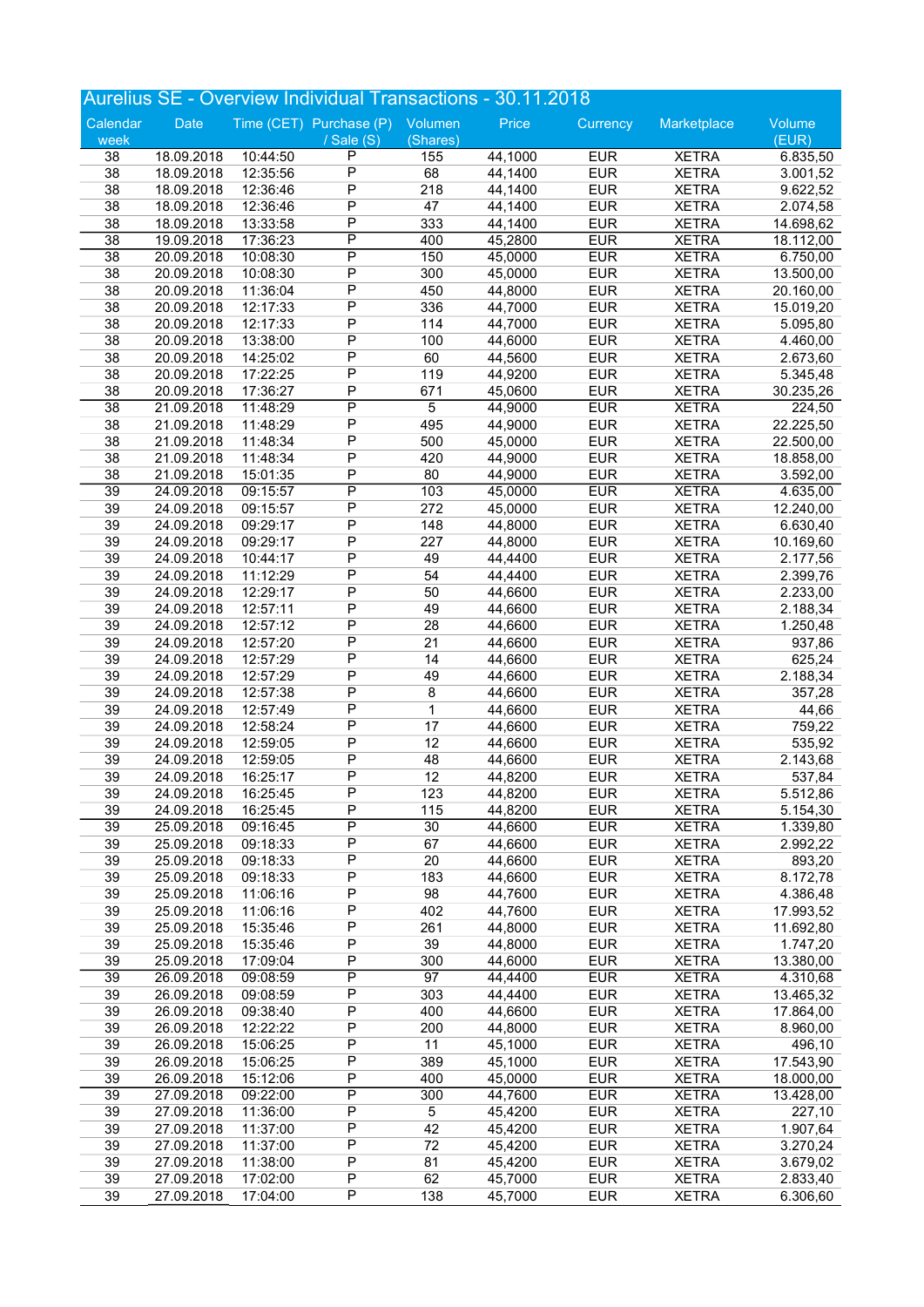# Aurelius SE - Overview Individual Transactions - 30.11.2018

| Calendar week | Date | Time (CET) | Purchase (P) / Sale (S) | Volumen (Shares) | Price | Currency | Marketplace | Volume (EUR) |
|---|---|---|---|---|---|---|---|---|
| 38 | 18.09.2018 | 10:44:50 | P | 155 | 44,1000 | EUR | XETRA | 6.835,50 |
| 38 | 18.09.2018 | 12:35:56 | P | 68 | 44,1400 | EUR | XETRA | 3.001,52 |
| 38 | 18.09.2018 | 12:36:46 | P | 218 | 44,1400 | EUR | XETRA | 9.622,52 |
| 38 | 18.09.2018 | 12:36:46 | P | 47 | 44,1400 | EUR | XETRA | 2.074,58 |
| 38 | 18.09.2018 | 13:33:58 | P | 333 | 44,1400 | EUR | XETRA | 14.698,62 |
| 38 | 19.09.2018 | 17:36:23 | P | 400 | 45,2800 | EUR | XETRA | 18.112,00 |
| 38 | 20.09.2018 | 10:08:30 | P | 150 | 45,0000 | EUR | XETRA | 6.750,00 |
| 38 | 20.09.2018 | 10:08:30 | P | 300 | 45,0000 | EUR | XETRA | 13.500,00 |
| 38 | 20.09.2018 | 11:36:04 | P | 450 | 44,8000 | EUR | XETRA | 20.160,00 |
| 38 | 20.09.2018 | 12:17:33 | P | 336 | 44,7000 | EUR | XETRA | 15.019,20 |
| 38 | 20.09.2018 | 12:17:33 | P | 114 | 44,7000 | EUR | XETRA | 5.095,80 |
| 38 | 20.09.2018 | 13:38:00 | P | 100 | 44,6000 | EUR | XETRA | 4.460,00 |
| 38 | 20.09.2018 | 14:25:02 | P | 60 | 44,5600 | EUR | XETRA | 2.673,60 |
| 38 | 20.09.2018 | 17:22:25 | P | 119 | 44,9200 | EUR | XETRA | 5.345,48 |
| 38 | 20.09.2018 | 17:36:27 | P | 671 | 45,0600 | EUR | XETRA | 30.235,26 |
| 38 | 21.09.2018 | 11:48:29 | P | 5 | 44,9000 | EUR | XETRA | 224,50 |
| 38 | 21.09.2018 | 11:48:29 | P | 495 | 44,9000 | EUR | XETRA | 22.225,50 |
| 38 | 21.09.2018 | 11:48:34 | P | 500 | 45,0000 | EUR | XETRA | 22.500,00 |
| 38 | 21.09.2018 | 11:48:34 | P | 420 | 44,9000 | EUR | XETRA | 18.858,00 |
| 38 | 21.09.2018 | 15:01:35 | P | 80 | 44,9000 | EUR | XETRA | 3.592,00 |
| 39 | 24.09.2018 | 09:15:57 | P | 103 | 45,0000 | EUR | XETRA | 4.635,00 |
| 39 | 24.09.2018 | 09:15:57 | P | 272 | 45,0000 | EUR | XETRA | 12.240,00 |
| 39 | 24.09.2018 | 09:29:17 | P | 148 | 44,8000 | EUR | XETRA | 6.630,40 |
| 39 | 24.09.2018 | 09:29:17 | P | 227 | 44,8000 | EUR | XETRA | 10.169,60 |
| 39 | 24.09.2018 | 10:44:17 | P | 49 | 44,4400 | EUR | XETRA | 2.177,56 |
| 39 | 24.09.2018 | 11:12:29 | P | 54 | 44,4400 | EUR | XETRA | 2.399,76 |
| 39 | 24.09.2018 | 12:29:17 | P | 50 | 44,6600 | EUR | XETRA | 2.233,00 |
| 39 | 24.09.2018 | 12:57:11 | P | 49 | 44,6600 | EUR | XETRA | 2.188,34 |
| 39 | 24.09.2018 | 12:57:12 | P | 28 | 44,6600 | EUR | XETRA | 1.250,48 |
| 39 | 24.09.2018 | 12:57:20 | P | 21 | 44,6600 | EUR | XETRA | 937,86 |
| 39 | 24.09.2018 | 12:57:29 | P | 14 | 44,6600 | EUR | XETRA | 625,24 |
| 39 | 24.09.2018 | 12:57:29 | P | 49 | 44,6600 | EUR | XETRA | 2.188,34 |
| 39 | 24.09.2018 | 12:57:38 | P | 8 | 44,6600 | EUR | XETRA | 357,28 |
| 39 | 24.09.2018 | 12:57:49 | P | 1 | 44,6600 | EUR | XETRA | 44,66 |
| 39 | 24.09.2018 | 12:58:24 | P | 17 | 44,6600 | EUR | XETRA | 759,22 |
| 39 | 24.09.2018 | 12:59:05 | P | 12 | 44,6600 | EUR | XETRA | 535,92 |
| 39 | 24.09.2018 | 12:59:05 | P | 48 | 44,6600 | EUR | XETRA | 2.143,68 |
| 39 | 24.09.2018 | 16:25:17 | P | 12 | 44,8200 | EUR | XETRA | 537,84 |
| 39 | 24.09.2018 | 16:25:45 | P | 123 | 44,8200 | EUR | XETRA | 5.512,86 |
| 39 | 24.09.2018 | 16:25:45 | P | 115 | 44,8200 | EUR | XETRA | 5.154,30 |
| 39 | 25.09.2018 | 09:16:45 | P | 30 | 44,6600 | EUR | XETRA | 1.339,80 |
| 39 | 25.09.2018 | 09:18:33 | P | 67 | 44,6600 | EUR | XETRA | 2.992,22 |
| 39 | 25.09.2018 | 09:18:33 | P | 20 | 44,6600 | EUR | XETRA | 893,20 |
| 39 | 25.09.2018 | 09:18:33 | P | 183 | 44,6600 | EUR | XETRA | 8.172,78 |
| 39 | 25.09.2018 | 11:06:16 | P | 98 | 44,7600 | EUR | XETRA | 4.386,48 |
| 39 | 25.09.2018 | 11:06:16 | P | 402 | 44,7600 | EUR | XETRA | 17.993,52 |
| 39 | 25.09.2018 | 15:35:46 | P | 261 | 44,8000 | EUR | XETRA | 11.692,80 |
| 39 | 25.09.2018 | 15:35:46 | P | 39 | 44,8000 | EUR | XETRA | 1.747,20 |
| 39 | 25.09.2018 | 17:09:04 | P | 300 | 44,6000 | EUR | XETRA | 13.380,00 |
| 39 | 26.09.2018 | 09:08:59 | P | 97 | 44,4400 | EUR | XETRA | 4.310,68 |
| 39 | 26.09.2018 | 09:08:59 | P | 303 | 44,4400 | EUR | XETRA | 13.465,32 |
| 39 | 26.09.2018 | 09:38:40 | P | 400 | 44,6600 | EUR | XETRA | 17.864,00 |
| 39 | 26.09.2018 | 12:22:22 | P | 200 | 44,8000 | EUR | XETRA | 8.960,00 |
| 39 | 26.09.2018 | 15:06:25 | P | 11 | 45,1000 | EUR | XETRA | 496,10 |
| 39 | 26.09.2018 | 15:06:25 | P | 389 | 45,1000 | EUR | XETRA | 17.543,90 |
| 39 | 26.09.2018 | 15:12:06 | P | 400 | 45,0000 | EUR | XETRA | 18.000,00 |
| 39 | 27.09.2018 | 09:22:00 | P | 300 | 44,7600 | EUR | XETRA | 13.428,00 |
| 39 | 27.09.2018 | 11:36:00 | P | 5 | 45,4200 | EUR | XETRA | 227,10 |
| 39 | 27.09.2018 | 11:37:00 | P | 42 | 45,4200 | EUR | XETRA | 1.907,64 |
| 39 | 27.09.2018 | 11:37:00 | P | 72 | 45,4200 | EUR | XETRA | 3.270,24 |
| 39 | 27.09.2018 | 11:38:00 | P | 81 | 45,4200 | EUR | XETRA | 3.679,02 |
| 39 | 27.09.2018 | 17:02:00 | P | 62 | 45,7000 | EUR | XETRA | 2.833,40 |
| 39 | 27.09.2018 | 17:04:00 | P | 138 | 45,7000 | EUR | XETRA | 6.306,60 |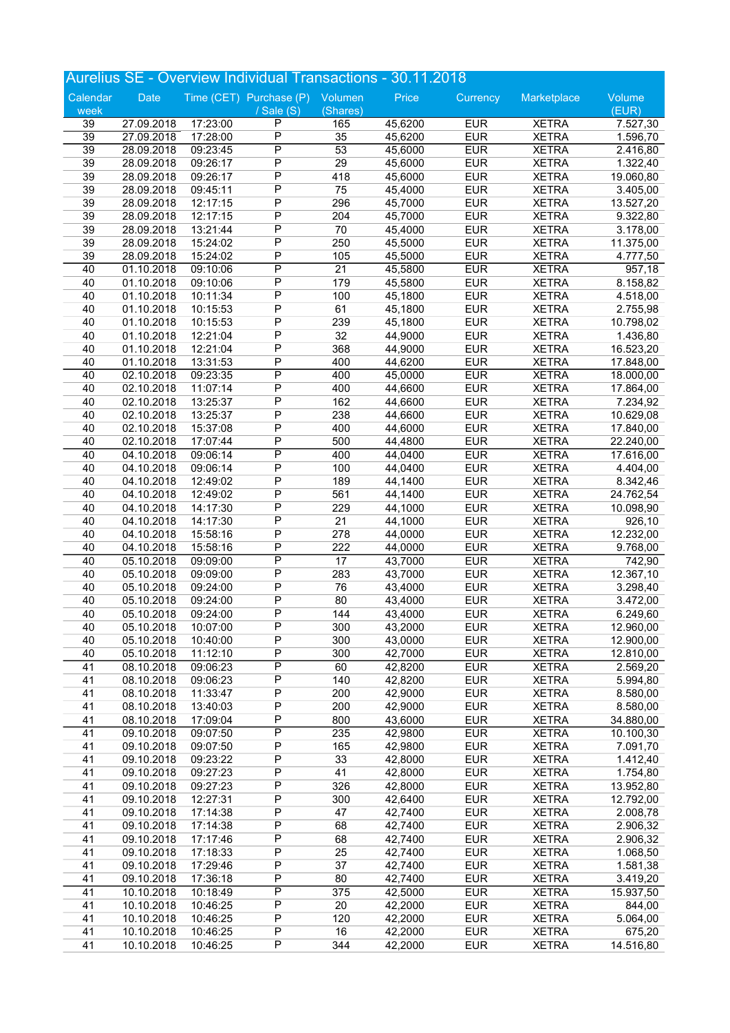# Aurelius SE - Overview Individual Transactions - 30.11.2018

| Calendar week | Date | Time (CET) | Purchase (P) / Sale (S) | Volumen (Shares) | Price | Currency | Marketplace | Volume (EUR) |
|---|---|---|---|---|---|---|---|---|
| 39 | 27.09.2018 | 17:23:00 | P | 165 | 45,6200 | EUR | XETRA | 7.527,30 |
| 39 | 27.09.2018 | 17:28:00 | P | 35 | 45,6200 | EUR | XETRA | 1.596,70 |
| 39 | 28.09.2018 | 09:23:45 | P | 53 | 45,6000 | EUR | XETRA | 2.416,80 |
| 39 | 28.09.2018 | 09:26:17 | P | 29 | 45,6000 | EUR | XETRA | 1.322,40 |
| 39 | 28.09.2018 | 09:26:17 | P | 418 | 45,6000 | EUR | XETRA | 19.060,80 |
| 39 | 28.09.2018 | 09:45:11 | P | 75 | 45,4000 | EUR | XETRA | 3.405,00 |
| 39 | 28.09.2018 | 12:17:15 | P | 296 | 45,7000 | EUR | XETRA | 13.527,20 |
| 39 | 28.09.2018 | 12:17:15 | P | 204 | 45,7000 | EUR | XETRA | 9.322,80 |
| 39 | 28.09.2018 | 13:21:44 | P | 70 | 45,4000 | EUR | XETRA | 3.178,00 |
| 39 | 28.09.2018 | 15:24:02 | P | 250 | 45,5000 | EUR | XETRA | 11.375,00 |
| 39 | 28.09.2018 | 15:24:02 | P | 105 | 45,5000 | EUR | XETRA | 4.777,50 |
| 40 | 01.10.2018 | 09:10:06 | P | 21 | 45,5800 | EUR | XETRA | 957,18 |
| 40 | 01.10.2018 | 09:10:06 | P | 179 | 45,5800 | EUR | XETRA | 8.158,82 |
| 40 | 01.10.2018 | 10:11:34 | P | 100 | 45,1800 | EUR | XETRA | 4.518,00 |
| 40 | 01.10.2018 | 10:15:53 | P | 61 | 45,1800 | EUR | XETRA | 2.755,98 |
| 40 | 01.10.2018 | 10:15:53 | P | 239 | 45,1800 | EUR | XETRA | 10.798,02 |
| 40 | 01.10.2018 | 12:21:04 | P | 32 | 44,9000 | EUR | XETRA | 1.436,80 |
| 40 | 01.10.2018 | 12:21:04 | P | 368 | 44,9000 | EUR | XETRA | 16.523,20 |
| 40 | 01.10.2018 | 13:31:53 | P | 400 | 44,6200 | EUR | XETRA | 17.848,00 |
| 40 | 02.10.2018 | 09:23:35 | P | 400 | 45,0000 | EUR | XETRA | 18.000,00 |
| 40 | 02.10.2018 | 11:07:14 | P | 400 | 44,6600 | EUR | XETRA | 17.864,00 |
| 40 | 02.10.2018 | 13:25:37 | P | 162 | 44,6600 | EUR | XETRA | 7.234,92 |
| 40 | 02.10.2018 | 13:25:37 | P | 238 | 44,6600 | EUR | XETRA | 10.629,08 |
| 40 | 02.10.2018 | 15:37:08 | P | 400 | 44,6000 | EUR | XETRA | 17.840,00 |
| 40 | 02.10.2018 | 17:07:44 | P | 500 | 44,4800 | EUR | XETRA | 22.240,00 |
| 40 | 04.10.2018 | 09:06:14 | P | 400 | 44,0400 | EUR | XETRA | 17.616,00 |
| 40 | 04.10.2018 | 09:06:14 | P | 100 | 44,0400 | EUR | XETRA | 4.404,00 |
| 40 | 04.10.2018 | 12:49:02 | P | 189 | 44,1400 | EUR | XETRA | 8.342,46 |
| 40 | 04.10.2018 | 12:49:02 | P | 561 | 44,1400 | EUR | XETRA | 24.762,54 |
| 40 | 04.10.2018 | 14:17:30 | P | 229 | 44,1000 | EUR | XETRA | 10.098,90 |
| 40 | 04.10.2018 | 14:17:30 | P | 21 | 44,1000 | EUR | XETRA | 926,10 |
| 40 | 04.10.2018 | 15:58:16 | P | 278 | 44,0000 | EUR | XETRA | 12.232,00 |
| 40 | 04.10.2018 | 15:58:16 | P | 222 | 44,0000 | EUR | XETRA | 9.768,00 |
| 40 | 05.10.2018 | 09:09:00 | P | 17 | 43,7000 | EUR | XETRA | 742,90 |
| 40 | 05.10.2018 | 09:09:00 | P | 283 | 43,7000 | EUR | XETRA | 12.367,10 |
| 40 | 05.10.2018 | 09:24:00 | P | 76 | 43,4000 | EUR | XETRA | 3.298,40 |
| 40 | 05.10.2018 | 09:24:00 | P | 80 | 43,4000 | EUR | XETRA | 3.472,00 |
| 40 | 05.10.2018 | 09:24:00 | P | 144 | 43,4000 | EUR | XETRA | 6.249,60 |
| 40 | 05.10.2018 | 10:07:00 | P | 300 | 43,2000 | EUR | XETRA | 12.960,00 |
| 40 | 05.10.2018 | 10:40:00 | P | 300 | 43,0000 | EUR | XETRA | 12.900,00 |
| 40 | 05.10.2018 | 11:12:10 | P | 300 | 42,7000 | EUR | XETRA | 12.810,00 |
| 41 | 08.10.2018 | 09:06:23 | P | 60 | 42,8200 | EUR | XETRA | 2.569,20 |
| 41 | 08.10.2018 | 09:06:23 | P | 140 | 42,8200 | EUR | XETRA | 5.994,80 |
| 41 | 08.10.2018 | 11:33:47 | P | 200 | 42,9000 | EUR | XETRA | 8.580,00 |
| 41 | 08.10.2018 | 13:40:03 | P | 200 | 42,9000 | EUR | XETRA | 8.580,00 |
| 41 | 08.10.2018 | 17:09:04 | P | 800 | 43,6000 | EUR | XETRA | 34.880,00 |
| 41 | 09.10.2018 | 09:07:50 | P | 235 | 42,9800 | EUR | XETRA | 10.100,30 |
| 41 | 09.10.2018 | 09:07:50 | P | 165 | 42,9800 | EUR | XETRA | 7.091,70 |
| 41 | 09.10.2018 | 09:23:22 | P | 33 | 42,8000 | EUR | XETRA | 1.412,40 |
| 41 | 09.10.2018 | 09:27:23 | P | 41 | 42,8000 | EUR | XETRA | 1.754,80 |
| 41 | 09.10.2018 | 09:27:23 | P | 326 | 42,8000 | EUR | XETRA | 13.952,80 |
| 41 | 09.10.2018 | 12:27:31 | P | 300 | 42,6400 | EUR | XETRA | 12.792,00 |
| 41 | 09.10.2018 | 17:14:38 | P | 47 | 42,7400 | EUR | XETRA | 2.008,78 |
| 41 | 09.10.2018 | 17:14:38 | P | 68 | 42,7400 | EUR | XETRA | 2.906,32 |
| 41 | 09.10.2018 | 17:17:46 | P | 68 | 42,7400 | EUR | XETRA | 2.906,32 |
| 41 | 09.10.2018 | 17:18:33 | P | 25 | 42,7400 | EUR | XETRA | 1.068,50 |
| 41 | 09.10.2018 | 17:29:46 | P | 37 | 42,7400 | EUR | XETRA | 1.581,38 |
| 41 | 09.10.2018 | 17:36:18 | P | 80 | 42,7400 | EUR | XETRA | 3.419,20 |
| 41 | 10.10.2018 | 10:18:49 | P | 375 | 42,5000 | EUR | XETRA | 15.937,50 |
| 41 | 10.10.2018 | 10:46:25 | P | 20 | 42,2000 | EUR | XETRA | 844,00 |
| 41 | 10.10.2018 | 10:46:25 | P | 120 | 42,2000 | EUR | XETRA | 5.064,00 |
| 41 | 10.10.2018 | 10:46:25 | P | 16 | 42,2000 | EUR | XETRA | 675,20 |
| 41 | 10.10.2018 | 10:46:25 | P | 344 | 42,2000 | EUR | XETRA | 14.516,80 |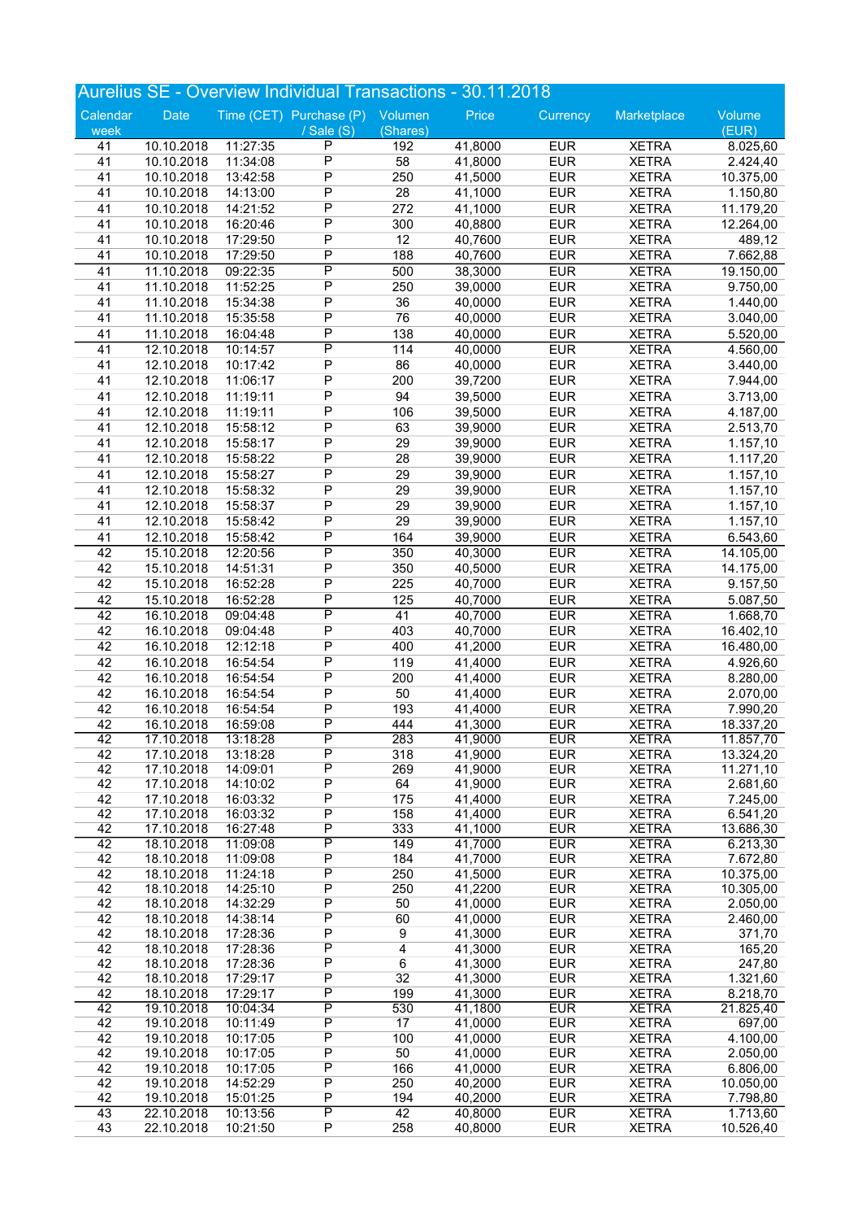## Aurelius SE - Overview Individual Transactions - 30.11.2018

| Calendar week | Date | Time (CET) | Purchase (P) / Sale (S) | Volumen (Shares) | Price | Currency | Marketplace | Volume (EUR) |
|---|---|---|---|---|---|---|---|---|
| 41 | 10.10.2018 | 11:27:35 | P | 192 | 41,8000 | EUR | XETRA | 8.025,60 |
| 41 | 10.10.2018 | 11:34:08 | P | 58 | 41,8000 | EUR | XETRA | 2.424,40 |
| 41 | 10.10.2018 | 13:42:58 | P | 250 | 41,5000 | EUR | XETRA | 10.375,00 |
| 41 | 10.10.2018 | 14:13:00 | P | 28 | 41,1000 | EUR | XETRA | 1.150,80 |
| 41 | 10.10.2018 | 14:21:52 | P | 272 | 41,1000 | EUR | XETRA | 11.179,20 |
| 41 | 10.10.2018 | 16:20:46 | P | 300 | 40,8800 | EUR | XETRA | 12.264,00 |
| 41 | 10.10.2018 | 17:29:50 | P | 12 | 40,7600 | EUR | XETRA | 489,12 |
| 41 | 10.10.2018 | 17:29:50 | P | 188 | 40,7600 | EUR | XETRA | 7.662,88 |
| 41 | 11.10.2018 | 09:22:35 | P | 500 | 38,3000 | EUR | XETRA | 19.150,00 |
| 41 | 11.10.2018 | 11:52:25 | P | 250 | 39,0000 | EUR | XETRA | 9.750,00 |
| 41 | 11.10.2018 | 15:34:38 | P | 36 | 40,0000 | EUR | XETRA | 1.440,00 |
| 41 | 11.10.2018 | 15:35:58 | P | 76 | 40,0000 | EUR | XETRA | 3.040,00 |
| 41 | 11.10.2018 | 16:04:48 | P | 138 | 40,0000 | EUR | XETRA | 5.520,00 |
| 41 | 12.10.2018 | 10:14:57 | P | 114 | 40,0000 | EUR | XETRA | 4.560,00 |
| 41 | 12.10.2018 | 10:17:42 | P | 86 | 40,0000 | EUR | XETRA | 3.440,00 |
| 41 | 12.10.2018 | 11:06:17 | P | 200 | 39,7200 | EUR | XETRA | 7.944,00 |
| 41 | 12.10.2018 | 11:19:11 | P | 94 | 39,5000 | EUR | XETRA | 3.713,00 |
| 41 | 12.10.2018 | 11:19:11 | P | 106 | 39,5000 | EUR | XETRA | 4.187,00 |
| 41 | 12.10.2018 | 15:58:12 | P | 63 | 39,9000 | EUR | XETRA | 2.513,70 |
| 41 | 12.10.2018 | 15:58:17 | P | 29 | 39,9000 | EUR | XETRA | 1.157,10 |
| 41 | 12.10.2018 | 15:58:22 | P | 28 | 39,9000 | EUR | XETRA | 1.117,20 |
| 41 | 12.10.2018 | 15:58:27 | P | 29 | 39,9000 | EUR | XETRA | 1.157,10 |
| 41 | 12.10.2018 | 15:58:32 | P | 29 | 39,9000 | EUR | XETRA | 1.157,10 |
| 41 | 12.10.2018 | 15:58:37 | P | 29 | 39,9000 | EUR | XETRA | 1.157,10 |
| 41 | 12.10.2018 | 15:58:42 | P | 29 | 39,9000 | EUR | XETRA | 1.157,10 |
| 41 | 12.10.2018 | 15:58:42 | P | 164 | 39,9000 | EUR | XETRA | 6.543,60 |
| 42 | 15.10.2018 | 12:20:56 | P | 350 | 40,3000 | EUR | XETRA | 14.105,00 |
| 42 | 15.10.2018 | 14:51:31 | P | 350 | 40,5000 | EUR | XETRA | 14.175,00 |
| 42 | 15.10.2018 | 16:52:28 | P | 225 | 40,7000 | EUR | XETRA | 9.157,50 |
| 42 | 15.10.2018 | 16:52:28 | P | 125 | 40,7000 | EUR | XETRA | 5.087,50 |
| 42 | 16.10.2018 | 09:04:48 | P | 41 | 40,7000 | EUR | XETRA | 1.668,70 |
| 42 | 16.10.2018 | 09:04:48 | P | 403 | 40,7000 | EUR | XETRA | 16.402,10 |
| 42 | 16.10.2018 | 12:12:18 | P | 400 | 41,2000 | EUR | XETRA | 16.480,00 |
| 42 | 16.10.2018 | 16:54:54 | P | 119 | 41,4000 | EUR | XETRA | 4.926,60 |
| 42 | 16.10.2018 | 16:54:54 | P | 200 | 41,4000 | EUR | XETRA | 8.280,00 |
| 42 | 16.10.2018 | 16:54:54 | P | 50 | 41,4000 | EUR | XETRA | 2.070,00 |
| 42 | 16.10.2018 | 16:54:54 | P | 193 | 41,4000 | EUR | XETRA | 7.990,20 |
| 42 | 16.10.2018 | 16:59:08 | P | 444 | 41,3000 | EUR | XETRA | 18.337,20 |
| 42 | 17.10.2018 | 13:18:28 | P | 283 | 41,9000 | EUR | XETRA | 11.857,70 |
| 42 | 17.10.2018 | 13:18:28 | P | 318 | 41,9000 | EUR | XETRA | 13.324,20 |
| 42 | 17.10.2018 | 14:09:01 | P | 269 | 41,9000 | EUR | XETRA | 11.271,10 |
| 42 | 17.10.2018 | 14:10:02 | P | 64 | 41,9000 | EUR | XETRA | 2.681,60 |
| 42 | 17.10.2018 | 16:03:32 | P | 175 | 41,4000 | EUR | XETRA | 7.245,00 |
| 42 | 17.10.2018 | 16:03:32 | P | 158 | 41,4000 | EUR | XETRA | 6.541,20 |
| 42 | 17.10.2018 | 16:27:48 | P | 333 | 41,1000 | EUR | XETRA | 13.686,30 |
| 42 | 18.10.2018 | 11:09:08 | P | 149 | 41,7000 | EUR | XETRA | 6.213,30 |
| 42 | 18.10.2018 | 11:09:08 | P | 184 | 41,7000 | EUR | XETRA | 7.672,80 |
| 42 | 18.10.2018 | 11:24:18 | P | 250 | 41,5000 | EUR | XETRA | 10.375,00 |
| 42 | 18.10.2018 | 14:25:10 | P | 250 | 41,2200 | EUR | XETRA | 10.305,00 |
| 42 | 18.10.2018 | 14:32:29 | P | 50 | 41,0000 | EUR | XETRA | 2.050,00 |
| 42 | 18.10.2018 | 14:38:14 | P | 60 | 41,0000 | EUR | XETRA | 2.460,00 |
| 42 | 18.10.2018 | 17:28:36 | P | 9 | 41,3000 | EUR | XETRA | 371,70 |
| 42 | 18.10.2018 | 17:28:36 | P | 4 | 41,3000 | EUR | XETRA | 165,20 |
| 42 | 18.10.2018 | 17:28:36 | P | 6 | 41,3000 | EUR | XETRA | 247,80 |
| 42 | 18.10.2018 | 17:29:17 | P | 32 | 41,3000 | EUR | XETRA | 1.321,60 |
| 42 | 18.10.2018 | 17:29:17 | P | 199 | 41,3000 | EUR | XETRA | 8.218,70 |
| 42 | 19.10.2018 | 10:04:34 | P | 530 | 41,1800 | EUR | XETRA | 21.825,40 |
| 42 | 19.10.2018 | 10:11:49 | P | 17 | 41,0000 | EUR | XETRA | 697,00 |
| 42 | 19.10.2018 | 10:17:05 | P | 100 | 41,0000 | EUR | XETRA | 4.100,00 |
| 42 | 19.10.2018 | 10:17:05 | P | 50 | 41,0000 | EUR | XETRA | 2.050,00 |
| 42 | 19.10.2018 | 10:17:05 | P | 166 | 41,0000 | EUR | XETRA | 6.806,00 |
| 42 | 19.10.2018 | 14:52:29 | P | 250 | 40,2000 | EUR | XETRA | 10.050,00 |
| 42 | 19.10.2018 | 15:01:25 | P | 194 | 40,2000 | EUR | XETRA | 7.798,80 |
| 43 | 22.10.2018 | 10:13:56 | P | 42 | 40,8000 | EUR | XETRA | 1.713,60 |
| 43 | 22.10.2018 | 10:21:50 | P | 258 | 40,8000 | EUR | XETRA | 10.526,40 |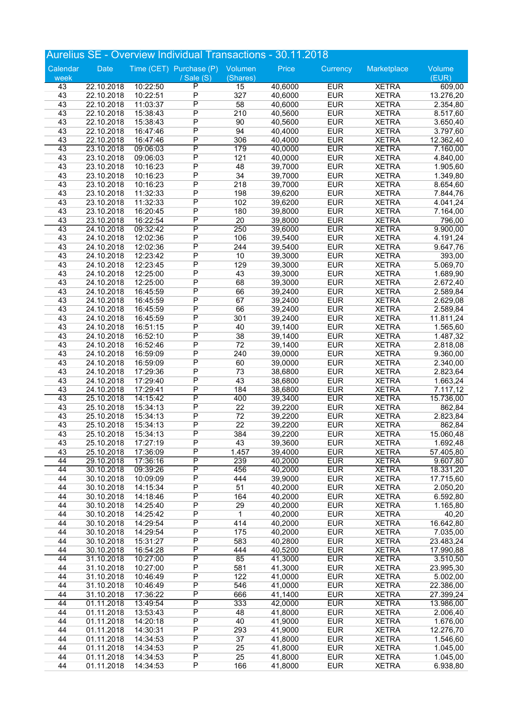# Aurelius SE - Overview Individual Transactions - 30.11.2018

| Calendar week | Date | Time (CET) | Purchase (P) / Sale (S) | Volumen (Shares) | Price | Currency | Marketplace | Volume (EUR) |
|---|---|---|---|---|---|---|---|---|
| 43 | 22.10.2018 | 10:22:50 | P | 15 | 40,6000 | EUR | XETRA | 609,00 |
| 43 | 22.10.2018 | 10:22:51 | P | 327 | 40,6000 | EUR | XETRA | 13.276,20 |
| 43 | 22.10.2018 | 11:03:37 | P | 58 | 40,6000 | EUR | XETRA | 2.354,80 |
| 43 | 22.10.2018 | 15:38:43 | P | 210 | 40,5600 | EUR | XETRA | 8.517,60 |
| 43 | 22.10.2018 | 15:38:43 | P | 90 | 40,5600 | EUR | XETRA | 3.650,40 |
| 43 | 22.10.2018 | 16:47:46 | P | 94 | 40,4000 | EUR | XETRA | 3.797,60 |
| 43 | 22.10.2018 | 16:47:46 | P | 306 | 40,4000 | EUR | XETRA | 12.362,40 |
| 43 | 23.10.2018 | 09:06:03 | P | 179 | 40,0000 | EUR | XETRA | 7.160,00 |
| 43 | 23.10.2018 | 09:06:03 | P | 121 | 40,0000 | EUR | XETRA | 4.840,00 |
| 43 | 23.10.2018 | 10:16:23 | P | 48 | 39,7000 | EUR | XETRA | 1.905,60 |
| 43 | 23.10.2018 | 10:16:23 | P | 34 | 39,7000 | EUR | XETRA | 1.349,80 |
| 43 | 23.10.2018 | 10:16:23 | P | 218 | 39,7000 | EUR | XETRA | 8.654,60 |
| 43 | 23.10.2018 | 11:32:33 | P | 198 | 39,6200 | EUR | XETRA | 7.844,76 |
| 43 | 23.10.2018 | 11:32:33 | P | 102 | 39,6200 | EUR | XETRA | 4.041,24 |
| 43 | 23.10.2018 | 16:20:45 | P | 180 | 39,8000 | EUR | XETRA | 7.164,00 |
| 43 | 23.10.2018 | 16:22:54 | P | 20 | 39,8000 | EUR | XETRA | 796,00 |
| 43 | 24.10.2018 | 09:32:42 | P | 250 | 39,6000 | EUR | XETRA | 9.900,00 |
| 43 | 24.10.2018 | 12:02:36 | P | 106 | 39,5400 | EUR | XETRA | 4.191,24 |
| 43 | 24.10.2018 | 12:02:36 | P | 244 | 39,5400 | EUR | XETRA | 9.647,76 |
| 43 | 24.10.2018 | 12:23:42 | P | 10 | 39,3000 | EUR | XETRA | 393,00 |
| 43 | 24.10.2018 | 12:23:45 | P | 129 | 39,3000 | EUR | XETRA | 5.069,70 |
| 43 | 24.10.2018 | 12:25:00 | P | 43 | 39,3000 | EUR | XETRA | 1.689,90 |
| 43 | 24.10.2018 | 12:25:00 | P | 68 | 39,3000 | EUR | XETRA | 2.672,40 |
| 43 | 24.10.2018 | 16:45:59 | P | 66 | 39,2400 | EUR | XETRA | 2.589,84 |
| 43 | 24.10.2018 | 16:45:59 | P | 67 | 39,2400 | EUR | XETRA | 2.629,08 |
| 43 | 24.10.2018 | 16:45:59 | P | 66 | 39,2400 | EUR | XETRA | 2.589,84 |
| 43 | 24.10.2018 | 16:45:59 | P | 301 | 39,2400 | EUR | XETRA | 11.811,24 |
| 43 | 24.10.2018 | 16:51:15 | P | 40 | 39,1400 | EUR | XETRA | 1.565,60 |
| 43 | 24.10.2018 | 16:52:10 | P | 38 | 39,1400 | EUR | XETRA | 1.487,32 |
| 43 | 24.10.2018 | 16:52:46 | P | 72 | 39,1400 | EUR | XETRA | 2.818,08 |
| 43 | 24.10.2018 | 16:59:09 | P | 240 | 39,0000 | EUR | XETRA | 9.360,00 |
| 43 | 24.10.2018 | 16:59:09 | P | 60 | 39,0000 | EUR | XETRA | 2.340,00 |
| 43 | 24.10.2018 | 17:29:36 | P | 73 | 38,6800 | EUR | XETRA | 2.823,64 |
| 43 | 24.10.2018 | 17:29:40 | P | 43 | 38,6800 | EUR | XETRA | 1.663,24 |
| 43 | 24.10.2018 | 17:29:41 | P | 184 | 38,6800 | EUR | XETRA | 7.117,12 |
| 43 | 25.10.2018 | 14:15:42 | P | 400 | 39,3400 | EUR | XETRA | 15.736,00 |
| 43 | 25.10.2018 | 15:34:13 | P | 22 | 39,2200 | EUR | XETRA | 862,84 |
| 43 | 25.10.2018 | 15:34:13 | P | 72 | 39,2200 | EUR | XETRA | 2.823,84 |
| 43 | 25.10.2018 | 15:34:13 | P | 22 | 39,2200 | EUR | XETRA | 862,84 |
| 43 | 25.10.2018 | 15:34:13 | P | 384 | 39,2200 | EUR | XETRA | 15.060,48 |
| 43 | 25.10.2018 | 17:27:19 | P | 43 | 39,3600 | EUR | XETRA | 1.692,48 |
| 43 | 25.10.2018 | 17:36:09 | P | 1.457 | 39,4000 | EUR | XETRA | 57.405,80 |
| 44 | 29.10.2018 | 17:36:16 | P | 239 | 40,2000 | EUR | XETRA | 9.607,80 |
| 44 | 30.10.2018 | 09:39:26 | P | 456 | 40,2000 | EUR | XETRA | 18.331,20 |
| 44 | 30.10.2018 | 10:09:09 | P | 444 | 39,9000 | EUR | XETRA | 17.715,60 |
| 44 | 30.10.2018 | 14:15:34 | P | 51 | 40,2000 | EUR | XETRA | 2.050,20 |
| 44 | 30.10.2018 | 14:18:46 | P | 164 | 40,2000 | EUR | XETRA | 6.592,80 |
| 44 | 30.10.2018 | 14:25:40 | P | 29 | 40,2000 | EUR | XETRA | 1.165,80 |
| 44 | 30.10.2018 | 14:25:42 | P | 1 | 40,2000 | EUR | XETRA | 40,20 |
| 44 | 30.10.2018 | 14:29:54 | P | 414 | 40,2000 | EUR | XETRA | 16.642,80 |
| 44 | 30.10.2018 | 14:29:54 | P | 175 | 40,2000 | EUR | XETRA | 7.035,00 |
| 44 | 30.10.2018 | 15:31:27 | P | 583 | 40,2800 | EUR | XETRA | 23.483,24 |
| 44 | 30.10.2018 | 16:54:28 | P | 444 | 40,5200 | EUR | XETRA | 17.990,88 |
| 44 | 31.10.2018 | 10:27:00 | P | 85 | 41,3000 | EUR | XETRA | 3.510,50 |
| 44 | 31.10.2018 | 10:27:00 | P | 581 | 41,3000 | EUR | XETRA | 23.995,30 |
| 44 | 31.10.2018 | 10:46:49 | P | 122 | 41,0000 | EUR | XETRA | 5.002,00 |
| 44 | 31.10.2018 | 10:46:49 | P | 546 | 41,0000 | EUR | XETRA | 22.386,00 |
| 44 | 31.10.2018 | 17:36:22 | P | 666 | 41,1400 | EUR | XETRA | 27.399,24 |
| 44 | 01.11.2018 | 13:49:54 | P | 333 | 42,0000 | EUR | XETRA | 13.986,00 |
| 44 | 01.11.2018 | 13:53:43 | P | 48 | 41,8000 | EUR | XETRA | 2.006,40 |
| 44 | 01.11.2018 | 14:20:18 | P | 40 | 41,9000 | EUR | XETRA | 1.676,00 |
| 44 | 01.11.2018 | 14:30:31 | P | 293 | 41,9000 | EUR | XETRA | 12.276,70 |
| 44 | 01.11.2018 | 14:34:53 | P | 37 | 41,8000 | EUR | XETRA | 1.546,60 |
| 44 | 01.11.2018 | 14:34:53 | P | 25 | 41,8000 | EUR | XETRA | 1.045,00 |
| 44 | 01.11.2018 | 14:34:53 | P | 25 | 41,8000 | EUR | XETRA | 1.045,00 |
| 44 | 01.11.2018 | 14:34:53 | P | 166 | 41,8000 | EUR | XETRA | 6.938,80 |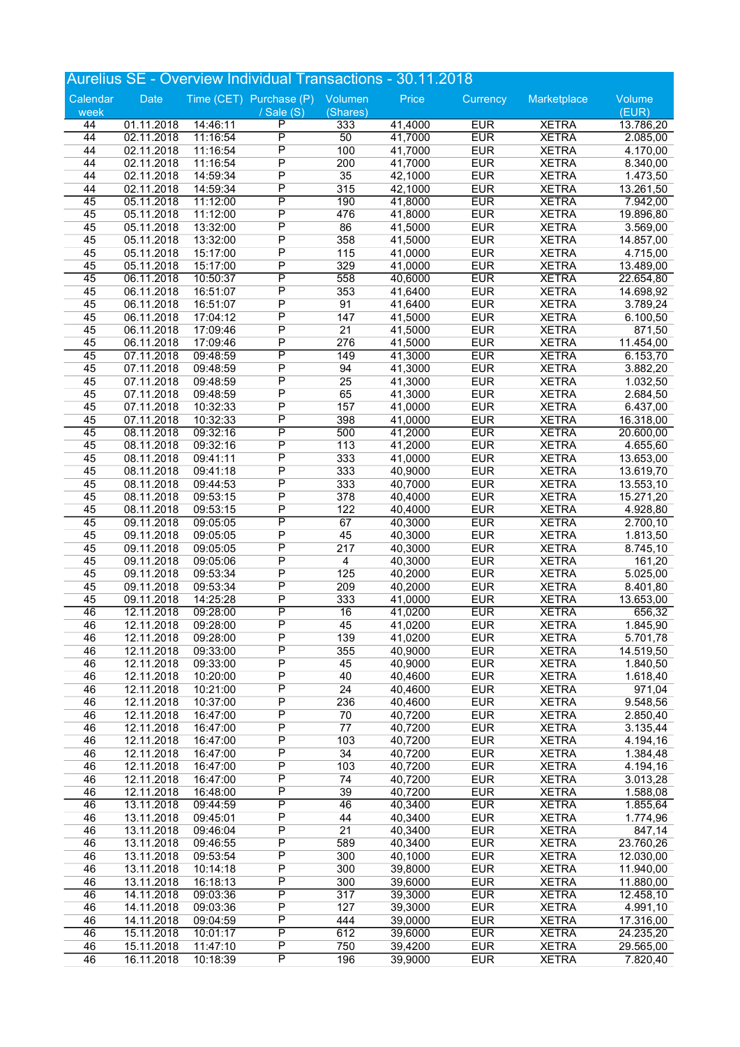# Aurelius SE - Overview Individual Transactions - 30.11.2018

| Calendar week | Date | Time (CET) | Purchase (P) / Sale (S) | Volumen (Shares) | Price | Currency | Marketplace | Volume (EUR) |
|---|---|---|---|---|---|---|---|---|
| 44 | 01.11.2018 | 14:46:11 | P | 333 | 41,4000 | EUR | XETRA | 13.786,20 |
| 44 | 02.11.2018 | 11:16:54 | P | 50 | 41,7000 | EUR | XETRA | 2.085,00 |
| 44 | 02.11.2018 | 11:16:54 | P | 100 | 41,7000 | EUR | XETRA | 4.170,00 |
| 44 | 02.11.2018 | 11:16:54 | P | 200 | 41,7000 | EUR | XETRA | 8.340,00 |
| 44 | 02.11.2018 | 14:59:34 | P | 35 | 42,1000 | EUR | XETRA | 1.473,50 |
| 44 | 02.11.2018 | 14:59:34 | P | 315 | 42,1000 | EUR | XETRA | 13.261,50 |
| 45 | 05.11.2018 | 11:12:00 | P | 190 | 41,8000 | EUR | XETRA | 7.942,00 |
| 45 | 05.11.2018 | 11:12:00 | P | 476 | 41,8000 | EUR | XETRA | 19.896,80 |
| 45 | 05.11.2018 | 13:32:00 | P | 86 | 41,5000 | EUR | XETRA | 3.569,00 |
| 45 | 05.11.2018 | 13:32:00 | P | 358 | 41,5000 | EUR | XETRA | 14.857,00 |
| 45 | 05.11.2018 | 15:17:00 | P | 115 | 41,0000 | EUR | XETRA | 4.715,00 |
| 45 | 05.11.2018 | 15:17:00 | P | 329 | 41,0000 | EUR | XETRA | 13.489,00 |
| 45 | 06.11.2018 | 10:50:37 | P | 558 | 40,6000 | EUR | XETRA | 22.654,80 |
| 45 | 06.11.2018 | 16:51:07 | P | 353 | 41,6400 | EUR | XETRA | 14.698,92 |
| 45 | 06.11.2018 | 16:51:07 | P | 91 | 41,6400 | EUR | XETRA | 3.789,24 |
| 45 | 06.11.2018 | 17:04:12 | P | 147 | 41,5000 | EUR | XETRA | 6.100,50 |
| 45 | 06.11.2018 | 17:09:46 | P | 21 | 41,5000 | EUR | XETRA | 871,50 |
| 45 | 06.11.2018 | 17:09:46 | P | 276 | 41,5000 | EUR | XETRA | 11.454,00 |
| 45 | 07.11.2018 | 09:48:59 | P | 149 | 41,3000 | EUR | XETRA | 6.153,70 |
| 45 | 07.11.2018 | 09:48:59 | P | 94 | 41,3000 | EUR | XETRA | 3.882,20 |
| 45 | 07.11.2018 | 09:48:59 | P | 25 | 41,3000 | EUR | XETRA | 1.032,50 |
| 45 | 07.11.2018 | 09:48:59 | P | 65 | 41,3000 | EUR | XETRA | 2.684,50 |
| 45 | 07.11.2018 | 10:32:33 | P | 157 | 41,0000 | EUR | XETRA | 6.437,00 |
| 45 | 07.11.2018 | 10:32:33 | P | 398 | 41,0000 | EUR | XETRA | 16.318,00 |
| 45 | 08.11.2018 | 09:32:16 | P | 500 | 41,2000 | EUR | XETRA | 20.600,00 |
| 45 | 08.11.2018 | 09:32:16 | P | 113 | 41,2000 | EUR | XETRA | 4.655,60 |
| 45 | 08.11.2018 | 09:41:11 | P | 333 | 41,0000 | EUR | XETRA | 13.653,00 |
| 45 | 08.11.2018 | 09:41:18 | P | 333 | 40,9000 | EUR | XETRA | 13.619,70 |
| 45 | 08.11.2018 | 09:44:53 | P | 333 | 40,7000 | EUR | XETRA | 13.553,10 |
| 45 | 08.11.2018 | 09:53:15 | P | 378 | 40,4000 | EUR | XETRA | 15.271,20 |
| 45 | 08.11.2018 | 09:53:15 | P | 122 | 40,4000 | EUR | XETRA | 4.928,80 |
| 45 | 09.11.2018 | 09:05:05 | P | 67 | 40,3000 | EUR | XETRA | 2.700,10 |
| 45 | 09.11.2018 | 09:05:05 | P | 45 | 40,3000 | EUR | XETRA | 1.813,50 |
| 45 | 09.11.2018 | 09:05:05 | P | 217 | 40,3000 | EUR | XETRA | 8.745,10 |
| 45 | 09.11.2018 | 09:05:06 | P | 4 | 40,3000 | EUR | XETRA | 161,20 |
| 45 | 09.11.2018 | 09:53:34 | P | 125 | 40,2000 | EUR | XETRA | 5.025,00 |
| 45 | 09.11.2018 | 09:53:34 | P | 209 | 40,2000 | EUR | XETRA | 8.401,80 |
| 45 | 09.11.2018 | 14:25:28 | P | 333 | 41,0000 | EUR | XETRA | 13.653,00 |
| 46 | 12.11.2018 | 09:28:00 | P | 16 | 41,0200 | EUR | XETRA | 656,32 |
| 46 | 12.11.2018 | 09:28:00 | P | 45 | 41,0200 | EUR | XETRA | 1.845,90 |
| 46 | 12.11.2018 | 09:28:00 | P | 139 | 41,0200 | EUR | XETRA | 5.701,78 |
| 46 | 12.11.2018 | 09:33:00 | P | 355 | 40,9000 | EUR | XETRA | 14.519,50 |
| 46 | 12.11.2018 | 09:33:00 | P | 45 | 40,9000 | EUR | XETRA | 1.840,50 |
| 46 | 12.11.2018 | 10:20:00 | P | 40 | 40,4600 | EUR | XETRA | 1.618,40 |
| 46 | 12.11.2018 | 10:21:00 | P | 24 | 40,4600 | EUR | XETRA | 971,04 |
| 46 | 12.11.2018 | 10:37:00 | P | 236 | 40,4600 | EUR | XETRA | 9.548,56 |
| 46 | 12.11.2018 | 16:47:00 | P | 70 | 40,7200 | EUR | XETRA | 2.850,40 |
| 46 | 12.11.2018 | 16:47:00 | P | 77 | 40,7200 | EUR | XETRA | 3.135,44 |
| 46 | 12.11.2018 | 16:47:00 | P | 103 | 40,7200 | EUR | XETRA | 4.194,16 |
| 46 | 12.11.2018 | 16:47:00 | P | 34 | 40,7200 | EUR | XETRA | 1.384,48 |
| 46 | 12.11.2018 | 16:47:00 | P | 103 | 40,7200 | EUR | XETRA | 4.194,16 |
| 46 | 12.11.2018 | 16:47:00 | P | 74 | 40,7200 | EUR | XETRA | 3.013,28 |
| 46 | 12.11.2018 | 16:48:00 | P | 39 | 40,7200 | EUR | XETRA | 1.588,08 |
| 46 | 13.11.2018 | 09:44:59 | P | 46 | 40,3400 | EUR | XETRA | 1.855,64 |
| 46 | 13.11.2018 | 09:45:01 | P | 44 | 40,3400 | EUR | XETRA | 1.774,96 |
| 46 | 13.11.2018 | 09:46:04 | P | 21 | 40,3400 | EUR | XETRA | 847,14 |
| 46 | 13.11.2018 | 09:46:55 | P | 589 | 40,3400 | EUR | XETRA | 23.760,26 |
| 46 | 13.11.2018 | 09:53:54 | P | 300 | 40,1000 | EUR | XETRA | 12.030,00 |
| 46 | 13.11.2018 | 10:14:18 | P | 300 | 39,8000 | EUR | XETRA | 11.940,00 |
| 46 | 13.11.2018 | 16:18:13 | P | 300 | 39,6000 | EUR | XETRA | 11.880,00 |
| 46 | 14.11.2018 | 09:03:36 | P | 317 | 39,3000 | EUR | XETRA | 12.458,10 |
| 46 | 14.11.2018 | 09:03:36 | P | 127 | 39,3000 | EUR | XETRA | 4.991,10 |
| 46 | 14.11.2018 | 09:04:59 | P | 444 | 39,0000 | EUR | XETRA | 17.316,00 |
| 46 | 15.11.2018 | 10:01:17 | P | 612 | 39,6000 | EUR | XETRA | 24.235,20 |
| 46 | 15.11.2018 | 11:47:10 | P | 750 | 39,4200 | EUR | XETRA | 29.565,00 |
| 46 | 16.11.2018 | 10:18:39 | P | 196 | 39,9000 | EUR | XETRA | 7.820,40 |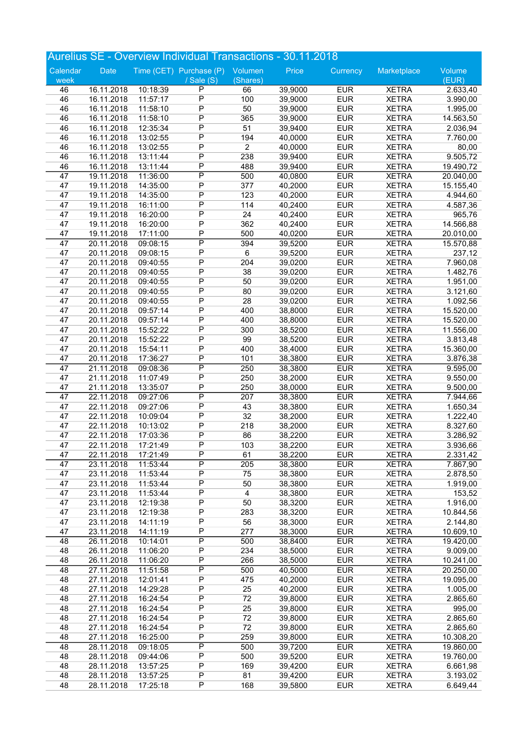# Aurelius SE - Overview Individual Transactions - 30.11.2018

| Calendar week | Date | Time (CET) | Purchase (P) / Sale (S) | Volumen (Shares) | Price | Currency | Marketplace | Volume (EUR) |
|---|---|---|---|---|---|---|---|---|
| 46 | 16.11.2018 | 10:18:39 | P | 66 | 39,9000 | EUR | XETRA | 2.633,40 |
| 46 | 16.11.2018 | 11:57:17 | P | 100 | 39,9000 | EUR | XETRA | 3.990,00 |
| 46 | 16.11.2018 | 11:58:10 | P | 50 | 39,9000 | EUR | XETRA | 1.995,00 |
| 46 | 16.11.2018 | 11:58:10 | P | 365 | 39,9000 | EUR | XETRA | 14.563,50 |
| 46 | 16.11.2018 | 12:35:34 | P | 51 | 39,9400 | EUR | XETRA | 2.036,94 |
| 46 | 16.11.2018 | 13:02:55 | P | 194 | 40,0000 | EUR | XETRA | 7.760,00 |
| 46 | 16.11.2018 | 13:02:55 | P | 2 | 40,0000 | EUR | XETRA | 80,00 |
| 46 | 16.11.2018 | 13:11:44 | P | 238 | 39,9400 | EUR | XETRA | 9.505,72 |
| 46 | 16.11.2018 | 13:11:44 | P | 488 | 39,9400 | EUR | XETRA | 19.490,72 |
| 47 | 19.11.2018 | 11:36:00 | P | 500 | 40,0800 | EUR | XETRA | 20.040,00 |
| 47 | 19.11.2018 | 14:35:00 | P | 377 | 40,2000 | EUR | XETRA | 15.155,40 |
| 47 | 19.11.2018 | 14:35:00 | P | 123 | 40,2000 | EUR | XETRA | 4.944,60 |
| 47 | 19.11.2018 | 16:11:00 | P | 114 | 40,2400 | EUR | XETRA | 4.587,36 |
| 47 | 19.11.2018 | 16:20:00 | P | 24 | 40,2400 | EUR | XETRA | 965,76 |
| 47 | 19.11.2018 | 16:20:00 | P | 362 | 40,2400 | EUR | XETRA | 14.566,88 |
| 47 | 19.11.2018 | 17:11:00 | P | 500 | 40,0200 | EUR | XETRA | 20.010,00 |
| 47 | 20.11.2018 | 09:08:15 | P | 394 | 39,5200 | EUR | XETRA | 15.570,88 |
| 47 | 20.11.2018 | 09:08:15 | P | 6 | 39,5200 | EUR | XETRA | 237,12 |
| 47 | 20.11.2018 | 09:40:55 | P | 204 | 39,0200 | EUR | XETRA | 7.960,08 |
| 47 | 20.11.2018 | 09:40:55 | P | 38 | 39,0200 | EUR | XETRA | 1.482,76 |
| 47 | 20.11.2018 | 09:40:55 | P | 50 | 39,0200 | EUR | XETRA | 1.951,00 |
| 47 | 20.11.2018 | 09:40:55 | P | 80 | 39,0200 | EUR | XETRA | 3.121,60 |
| 47 | 20.11.2018 | 09:40:55 | P | 28 | 39,0200 | EUR | XETRA | 1.092,56 |
| 47 | 20.11.2018 | 09:57:14 | P | 400 | 38,8000 | EUR | XETRA | 15.520,00 |
| 47 | 20.11.2018 | 09:57:14 | P | 400 | 38,8000 | EUR | XETRA | 15.520,00 |
| 47 | 20.11.2018 | 15:52:22 | P | 300 | 38,5200 | EUR | XETRA | 11.556,00 |
| 47 | 20.11.2018 | 15:52:22 | P | 99 | 38,5200 | EUR | XETRA | 3.813,48 |
| 47 | 20.11.2018 | 15:54:11 | P | 400 | 38,4000 | EUR | XETRA | 15.360,00 |
| 47 | 20.11.2018 | 17:36:27 | P | 101 | 38,3800 | EUR | XETRA | 3.876,38 |
| 47 | 21.11.2018 | 09:08:36 | P | 250 | 38,3800 | EUR | XETRA | 9.595,00 |
| 47 | 21.11.2018 | 11:07:49 | P | 250 | 38,2000 | EUR | XETRA | 9.550,00 |
| 47 | 21.11.2018 | 13:35:07 | P | 250 | 38,0000 | EUR | XETRA | 9.500,00 |
| 47 | 22.11.2018 | 09:27:06 | P | 207 | 38,3800 | EUR | XETRA | 7.944,66 |
| 47 | 22.11.2018 | 09:27:06 | P | 43 | 38,3800 | EUR | XETRA | 1.650,34 |
| 47 | 22.11.2018 | 10:09:04 | P | 32 | 38,2000 | EUR | XETRA | 1.222,40 |
| 47 | 22.11.2018 | 10:13:02 | P | 218 | 38,2000 | EUR | XETRA | 8.327,60 |
| 47 | 22.11.2018 | 17:03:36 | P | 86 | 38,2200 | EUR | XETRA | 3.286,92 |
| 47 | 22.11.2018 | 17:21:49 | P | 103 | 38,2200 | EUR | XETRA | 3.936,66 |
| 47 | 22.11.2018 | 17:21:49 | P | 61 | 38,2200 | EUR | XETRA | 2.331,42 |
| 47 | 23.11.2018 | 11:53:44 | P | 205 | 38,3800 | EUR | XETRA | 7.867,90 |
| 47 | 23.11.2018 | 11:53:44 | P | 75 | 38,3800 | EUR | XETRA | 2.878,50 |
| 47 | 23.11.2018 | 11:53:44 | P | 50 | 38,3800 | EUR | XETRA | 1.919,00 |
| 47 | 23.11.2018 | 11:53:44 | P | 4 | 38,3800 | EUR | XETRA | 153,52 |
| 47 | 23.11.2018 | 12:19:38 | P | 50 | 38,3200 | EUR | XETRA | 1.916,00 |
| 47 | 23.11.2018 | 12:19:38 | P | 283 | 38,3200 | EUR | XETRA | 10.844,56 |
| 47 | 23.11.2018 | 14:11:19 | P | 56 | 38,3000 | EUR | XETRA | 2.144,80 |
| 47 | 23.11.2018 | 14:11:19 | P | 277 | 38,3000 | EUR | XETRA | 10.609,10 |
| 48 | 26.11.2018 | 10:14:01 | P | 500 | 38,8400 | EUR | XETRA | 19.420,00 |
| 48 | 26.11.2018 | 11:06:20 | P | 234 | 38,5000 | EUR | XETRA | 9.009,00 |
| 48 | 26.11.2018 | 11:06:20 | P | 266 | 38,5000 | EUR | XETRA | 10.241,00 |
| 48 | 27.11.2018 | 11:51:58 | P | 500 | 40,5000 | EUR | XETRA | 20.250,00 |
| 48 | 27.11.2018 | 12:01:41 | P | 475 | 40,2000 | EUR | XETRA | 19.095,00 |
| 48 | 27.11.2018 | 14:29:28 | P | 25 | 40,2000 | EUR | XETRA | 1.005,00 |
| 48 | 27.11.2018 | 16:24:54 | P | 72 | 39,8000 | EUR | XETRA | 2.865,60 |
| 48 | 27.11.2018 | 16:24:54 | P | 25 | 39,8000 | EUR | XETRA | 995,00 |
| 48 | 27.11.2018 | 16:24:54 | P | 72 | 39,8000 | EUR | XETRA | 2.865,60 |
| 48 | 27.11.2018 | 16:24:54 | P | 72 | 39,8000 | EUR | XETRA | 2.865,60 |
| 48 | 27.11.2018 | 16:25:00 | P | 259 | 39,8000 | EUR | XETRA | 10.308,20 |
| 48 | 28.11.2018 | 09:18:05 | P | 500 | 39,7200 | EUR | XETRA | 19.860,00 |
| 48 | 28.11.2018 | 09:44:06 | P | 500 | 39,5200 | EUR | XETRA | 19.760,00 |
| 48 | 28.11.2018 | 13:57:25 | P | 169 | 39,4200 | EUR | XETRA | 6.661,98 |
| 48 | 28.11.2018 | 13:57:25 | P | 81 | 39,4200 | EUR | XETRA | 3.193,02 |
| 48 | 28.11.2018 | 17:25:18 | P | 168 | 39,5800 | EUR | XETRA | 6.649,44 |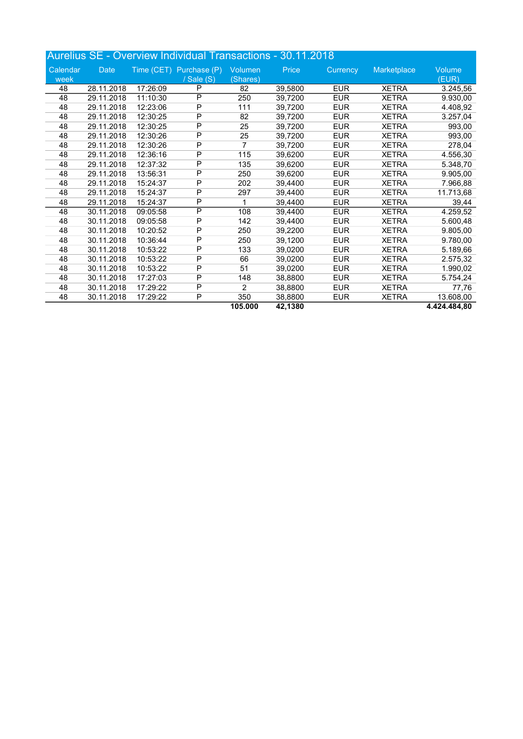## Aurelius SE - Overview Individual Transactions - 30.11.2018

| Calendar week | Date | Time (CET) | Purchase (P) / Sale (S) | Volumen (Shares) | Price | Currency | Marketplace | Volume (EUR) |
|---|---|---|---|---|---|---|---|---|
| 48 | 28.11.2018 | 17:26:09 | P | 82 | 39,5800 | EUR | XETRA | 3.245,56 |
| 48 | 29.11.2018 | 11:10:30 | P | 250 | 39,7200 | EUR | XETRA | 9.930,00 |
| 48 | 29.11.2018 | 12:23:06 | P | 111 | 39,7200 | EUR | XETRA | 4.408,92 |
| 48 | 29.11.2018 | 12:30:25 | P | 82 | 39,7200 | EUR | XETRA | 3.257,04 |
| 48 | 29.11.2018 | 12:30:25 | P | 25 | 39,7200 | EUR | XETRA | 993,00 |
| 48 | 29.11.2018 | 12:30:26 | P | 25 | 39,7200 | EUR | XETRA | 993,00 |
| 48 | 29.11.2018 | 12:30:26 | P | 7 | 39,7200 | EUR | XETRA | 278,04 |
| 48 | 29.11.2018 | 12:36:16 | P | 115 | 39,6200 | EUR | XETRA | 4.556,30 |
| 48 | 29.11.2018 | 12:37:32 | P | 135 | 39,6200 | EUR | XETRA | 5.348,70 |
| 48 | 29.11.2018 | 13:56:31 | P | 250 | 39,6200 | EUR | XETRA | 9.905,00 |
| 48 | 29.11.2018 | 15:24:37 | P | 202 | 39,4400 | EUR | XETRA | 7.966,88 |
| 48 | 29.11.2018 | 15:24:37 | P | 297 | 39,4400 | EUR | XETRA | 11.713,68 |
| 48 | 29.11.2018 | 15:24:37 | P | 1 | 39,4400 | EUR | XETRA | 39,44 |
| 48 | 30.11.2018 | 09:05:58 | P | 108 | 39,4400 | EUR | XETRA | 4.259,52 |
| 48 | 30.11.2018 | 09:05:58 | P | 142 | 39,4400 | EUR | XETRA | 5.600,48 |
| 48 | 30.11.2018 | 10:20:52 | P | 250 | 39,2200 | EUR | XETRA | 9.805,00 |
| 48 | 30.11.2018 | 10:36:44 | P | 250 | 39,1200 | EUR | XETRA | 9.780,00 |
| 48 | 30.11.2018 | 10:53:22 | P | 133 | 39,0200 | EUR | XETRA | 5.189,66 |
| 48 | 30.11.2018 | 10:53:22 | P | 66 | 39,0200 | EUR | XETRA | 2.575,32 |
| 48 | 30.11.2018 | 10:53:22 | P | 51 | 39,0200 | EUR | XETRA | 1.990,02 |
| 48 | 30.11.2018 | 17:27:03 | P | 148 | 38,8800 | EUR | XETRA | 5.754,24 |
| 48 | 30.11.2018 | 17:29:22 | P | 2 | 38,8800 | EUR | XETRA | 77,76 |
| 48 | 30.11.2018 | 17:29:22 | P | 350 | 38,8800 | EUR | XETRA | 13.608,00 |
| | | | | **105.000** | **42,1380** | | | **4.424.484,80** |